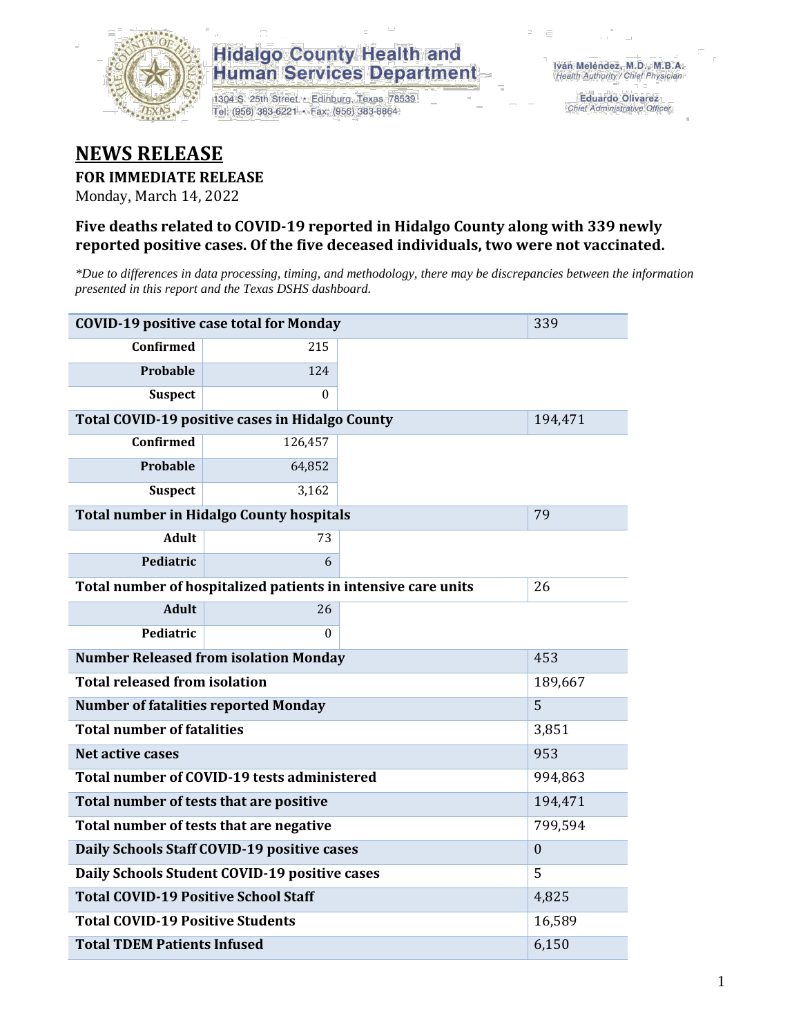Hidalgo County Health and Human Services Department

1304 S. 25th Street • Edinburg, Texas 78539
Tel: (956) 383-6221 • Fax: (956) 383-8864

Iván Meléndez, M.D., M.B.A.
*Health Authority / Chief Physician*

Eduardo Olivarez
*Chief Administrative Officer*

# NEWS RELEASE

**FOR IMMEDIATE RELEASE**

Monday, March 14, 2022

### Five deaths related to COVID-19 reported in Hidalgo County along with 339 newly reported positive cases. Of the five deceased individuals, two were not vaccinated.

*\*Due to differences in data processing, timing, and methodology, there may be discrepancies between the information presented in this report and the Texas DSHS dashboard.*

| **COVID-19 positive case total for Monday** | | | 339 |
|---|---|---|---|
| **Confirmed** | 215 | | |
| **Probable** | 124 | | |
| **Suspect** | 0 | | |
| **Total COVID-19 positive cases in Hidalgo County** | | | 194,471 |
| **Confirmed** | 126,457 | | |
| **Probable** | 64,852 | | |
| **Suspect** | 3,162 | | |
| **Total number in Hidalgo County hospitals** | | | 79 |
| **Adult** | 73 | | |
| **Pediatric** | 6 | | |
| **Total number of hospitalized patients in intensive care units** | | | 26 |
| **Adult** | 26 | | |
| **Pediatric** | 0 | | |
| **Number Released from isolation Monday** | | | 453 |
| **Total released from isolation** | | | 189,667 |
| **Number of fatalities reported Monday** | | | 5 |
| **Total number of fatalities** | | | 3,851 |
| **Net active cases** | | | 953 |
| **Total number of COVID-19 tests administered** | | | 994,863 |
| **Total number of tests that are positive** | | | 194,471 |
| **Total number of tests that are negative** | | | 799,594 |
| **Daily Schools Staff COVID-19 positive cases** | | | 0 |
| **Daily Schools Student COVID-19 positive cases** | | | 5 |
| **Total COVID-19 Positive School Staff** | | | 4,825 |
| **Total COVID-19 Positive Students** | | | 16,589 |
| **Total TDEM Patients Infused** | | | 6,150 |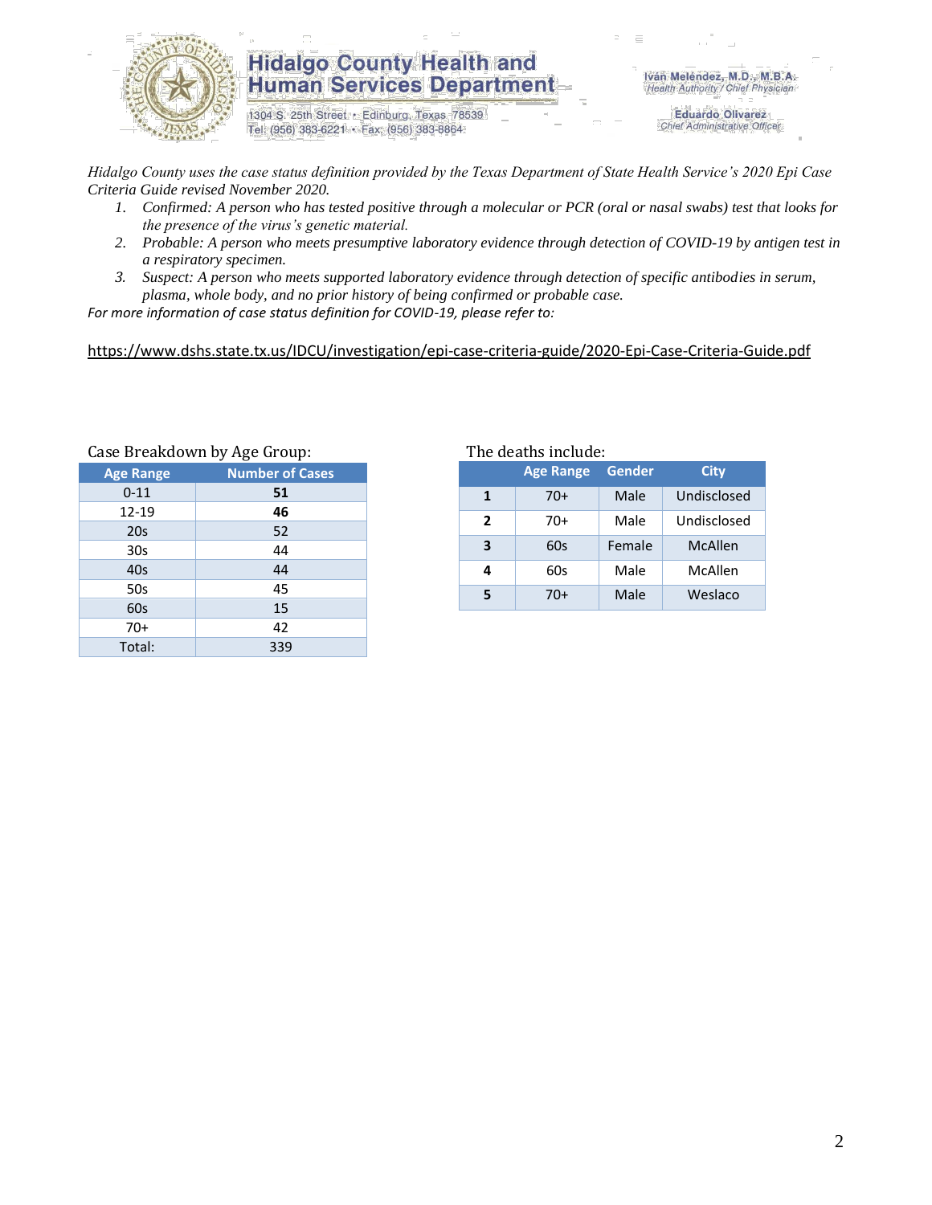Hidalgo County Health and Human Services Department

1304 S. 25th Street • Edinburg, Texas 78539
Tel: (956) 383-6221 • Fax: (956) 383-8864

Iván Meléndez, M.D., M.B.A.
Health Authority / Chief Physician

Eduardo Olivarez
Chief Administrative Officer

*Hidalgo County uses the case status definition provided by the Texas Department of State Health Service's 2020 Epi Case Criteria Guide revised November 2020.*

1. *Confirmed: A person who has tested positive through a molecular or PCR (oral or nasal swabs) test that looks for the presence of the virus's genetic material.*
2. *Probable: A person who meets presumptive laboratory evidence through detection of COVID-19 by antigen test in a respiratory specimen.*
3. *Suspect: A person who meets supported laboratory evidence through detection of specific antibodies in serum, plasma, whole body, and no prior history of being confirmed or probable case.*

*For more information of case status definition for COVID-19, please refer to:*

https://www.dshs.state.tx.us/IDCU/investigation/epi-case-criteria-guide/2020-Epi-Case-Criteria-Guide.pdf

Case Breakdown by Age Group:

| Age Range | Number of Cases |
|---|---|
| 0-11 | **51** |
| 12-19 | **46** |
| 20s | 52 |
| 30s | 44 |
| 40s | 44 |
| 50s | 45 |
| 60s | 15 |
| 70+ | 42 |
| Total: | 339 |

The deaths include:

| | Age Range | Gender | City |
|---|---|---|---|
| **1** | 70+ | Male | Undisclosed |
| **2** | 70+ | Male | Undisclosed |
| **3** | 60s | Female | McAllen |
| **4** | 60s | Male | McAllen |
| **5** | 70+ | Male | Weslaco |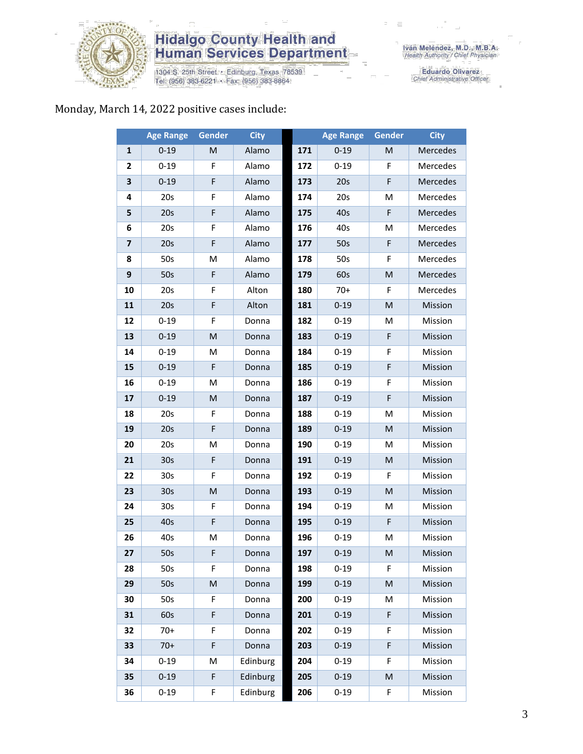Hidalgo County Health and Human Services Department

1304 S. 25th Street • Edinburg, Texas 78539
Tel: (956) 383-6221 • Fax: (956) 383-8864

Iván Meléndez, M.D., M.B.A.
Health Authority / Chief Physician

Eduardo Olivarez
Chief Administrative Officer

Monday, March 14, 2022 positive cases include:

| | Age Range | Gender | City | | | Age Range | Gender | City |
|---|---|---|---|---|---|---|---|---|
| **1** | 0-19 | M | Alamo | | **171** | 0-19 | M | Mercedes |
| **2** | 0-19 | F | Alamo | | **172** | 0-19 | F | Mercedes |
| **3** | 0-19 | F | Alamo | | **173** | 20s | F | Mercedes |
| **4** | 20s | F | Alamo | | **174** | 20s | M | Mercedes |
| **5** | 20s | F | Alamo | | **175** | 40s | F | Mercedes |
| **6** | 20s | F | Alamo | | **176** | 40s | M | Mercedes |
| **7** | 20s | F | Alamo | | **177** | 50s | F | Mercedes |
| **8** | 50s | M | Alamo | | **178** | 50s | F | Mercedes |
| **9** | 50s | F | Alamo | | **179** | 60s | M | Mercedes |
| **10** | 20s | F | Alton | | **180** | 70+ | F | Mercedes |
| **11** | 20s | F | Alton | | **181** | 0-19 | M | Mission |
| **12** | 0-19 | F | Donna | | **182** | 0-19 | M | Mission |
| **13** | 0-19 | M | Donna | | **183** | 0-19 | F | Mission |
| **14** | 0-19 | M | Donna | | **184** | 0-19 | F | Mission |
| **15** | 0-19 | F | Donna | | **185** | 0-19 | F | Mission |
| **16** | 0-19 | M | Donna | | **186** | 0-19 | F | Mission |
| **17** | 0-19 | M | Donna | | **187** | 0-19 | F | Mission |
| **18** | 20s | F | Donna | | **188** | 0-19 | M | Mission |
| **19** | 20s | F | Donna | | **189** | 0-19 | M | Mission |
| **20** | 20s | M | Donna | | **190** | 0-19 | M | Mission |
| **21** | 30s | F | Donna | | **191** | 0-19 | M | Mission |
| **22** | 30s | F | Donna | | **192** | 0-19 | F | Mission |
| **23** | 30s | M | Donna | | **193** | 0-19 | M | Mission |
| **24** | 30s | F | Donna | | **194** | 0-19 | M | Mission |
| **25** | 40s | F | Donna | | **195** | 0-19 | F | Mission |
| **26** | 40s | M | Donna | | **196** | 0-19 | M | Mission |
| **27** | 50s | F | Donna | | **197** | 0-19 | M | Mission |
| **28** | 50s | F | Donna | | **198** | 0-19 | F | Mission |
| **29** | 50s | M | Donna | | **199** | 0-19 | M | Mission |
| **30** | 50s | F | Donna | | **200** | 0-19 | M | Mission |
| **31** | 60s | F | Donna | | **201** | 0-19 | F | Mission |
| **32** | 70+ | F | Donna | | **202** | 0-19 | F | Mission |
| **33** | 70+ | F | Donna | | **203** | 0-19 | F | Mission |
| **34** | 0-19 | M | Edinburg | | **204** | 0-19 | F | Mission |
| **35** | 0-19 | F | Edinburg | | **205** | 0-19 | M | Mission |
| **36** | 0-19 | F | Edinburg | | **206** | 0-19 | F | Mission |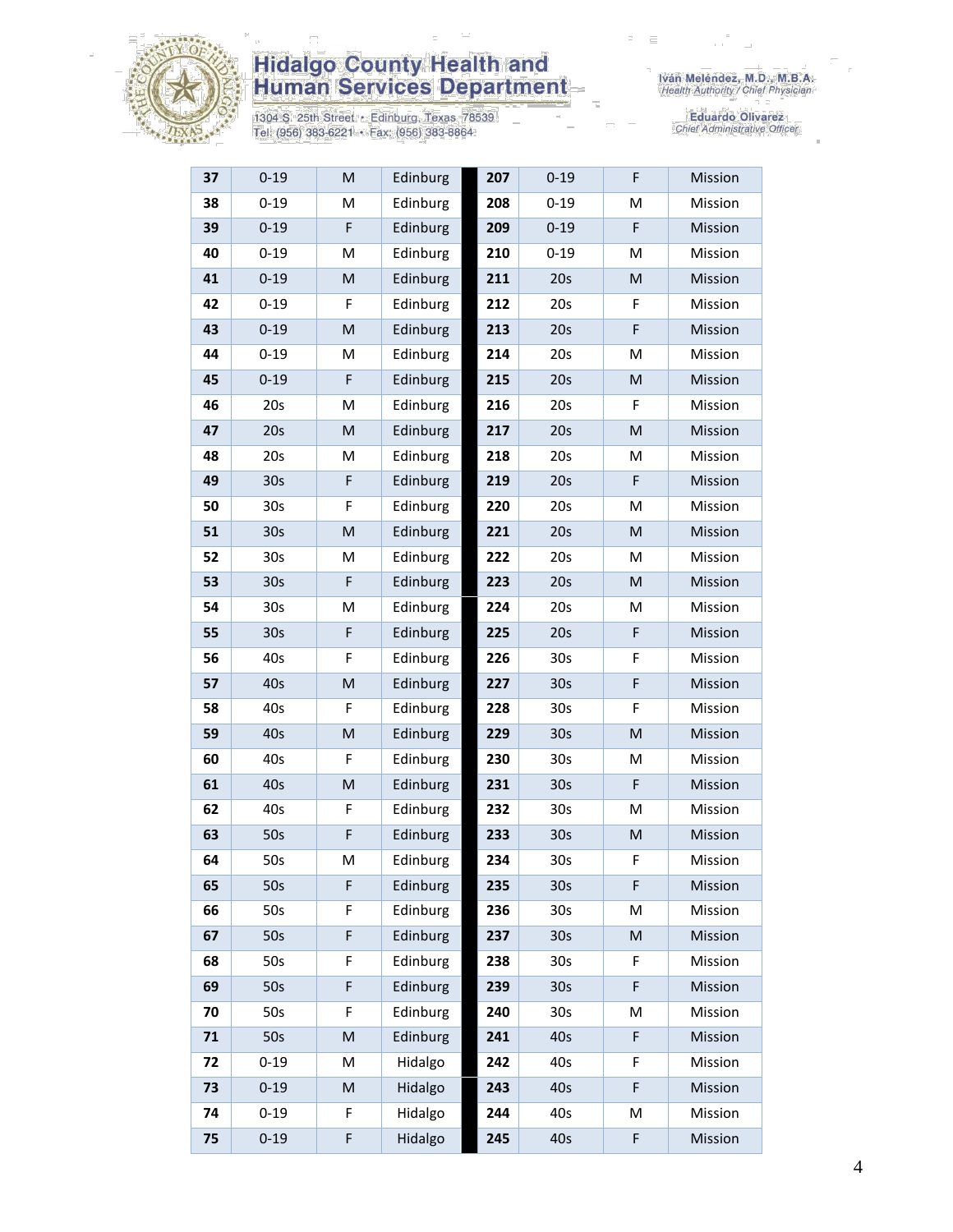| | | | | | | | |
|---|---|---|---|---|---|---|---|
| **37** | 0-19 | M | Edinburg | **207** | 0-19 | F | Mission |
| **38** | 0-19 | M | Edinburg | **208** | 0-19 | M | Mission |
| **39** | 0-19 | F | Edinburg | **209** | 0-19 | F | Mission |
| **40** | 0-19 | M | Edinburg | **210** | 0-19 | M | Mission |
| **41** | 0-19 | M | Edinburg | **211** | 20s | M | Mission |
| **42** | 0-19 | F | Edinburg | **212** | 20s | F | Mission |
| **43** | 0-19 | M | Edinburg | **213** | 20s | F | Mission |
| **44** | 0-19 | M | Edinburg | **214** | 20s | M | Mission |
| **45** | 0-19 | F | Edinburg | **215** | 20s | M | Mission |
| **46** | 20s | M | Edinburg | **216** | 20s | F | Mission |
| **47** | 20s | M | Edinburg | **217** | 20s | M | Mission |
| **48** | 20s | M | Edinburg | **218** | 20s | M | Mission |
| **49** | 30s | F | Edinburg | **219** | 20s | F | Mission |
| **50** | 30s | F | Edinburg | **220** | 20s | M | Mission |
| **51** | 30s | M | Edinburg | **221** | 20s | M | Mission |
| **52** | 30s | M | Edinburg | **222** | 20s | M | Mission |
| **53** | 30s | F | Edinburg | **223** | 20s | M | Mission |
| **54** | 30s | M | Edinburg | **224** | 20s | M | Mission |
| **55** | 30s | F | Edinburg | **225** | 20s | F | Mission |
| **56** | 40s | F | Edinburg | **226** | 30s | F | Mission |
| **57** | 40s | M | Edinburg | **227** | 30s | F | Mission |
| **58** | 40s | F | Edinburg | **228** | 30s | F | Mission |
| **59** | 40s | M | Edinburg | **229** | 30s | M | Mission |
| **60** | 40s | F | Edinburg | **230** | 30s | M | Mission |
| **61** | 40s | M | Edinburg | **231** | 30s | F | Mission |
| **62** | 40s | F | Edinburg | **232** | 30s | M | Mission |
| **63** | 50s | F | Edinburg | **233** | 30s | M | Mission |
| **64** | 50s | M | Edinburg | **234** | 30s | F | Mission |
| **65** | 50s | F | Edinburg | **235** | 30s | F | Mission |
| **66** | 50s | F | Edinburg | **236** | 30s | M | Mission |
| **67** | 50s | F | Edinburg | **237** | 30s | M | Mission |
| **68** | 50s | F | Edinburg | **238** | 30s | F | Mission |
| **69** | 50s | F | Edinburg | **239** | 30s | F | Mission |
| **70** | 50s | F | Edinburg | **240** | 30s | M | Mission |
| **71** | 50s | M | Edinburg | **241** | 40s | F | Mission |
| **72** | 0-19 | M | Hidalgo | **242** | 40s | F | Mission |
| **73** | 0-19 | M | Hidalgo | **243** | 40s | F | Mission |
| **74** | 0-19 | F | Hidalgo | **244** | 40s | M | Mission |
| **75** | 0-19 | F | Hidalgo | **245** | 40s | F | Mission |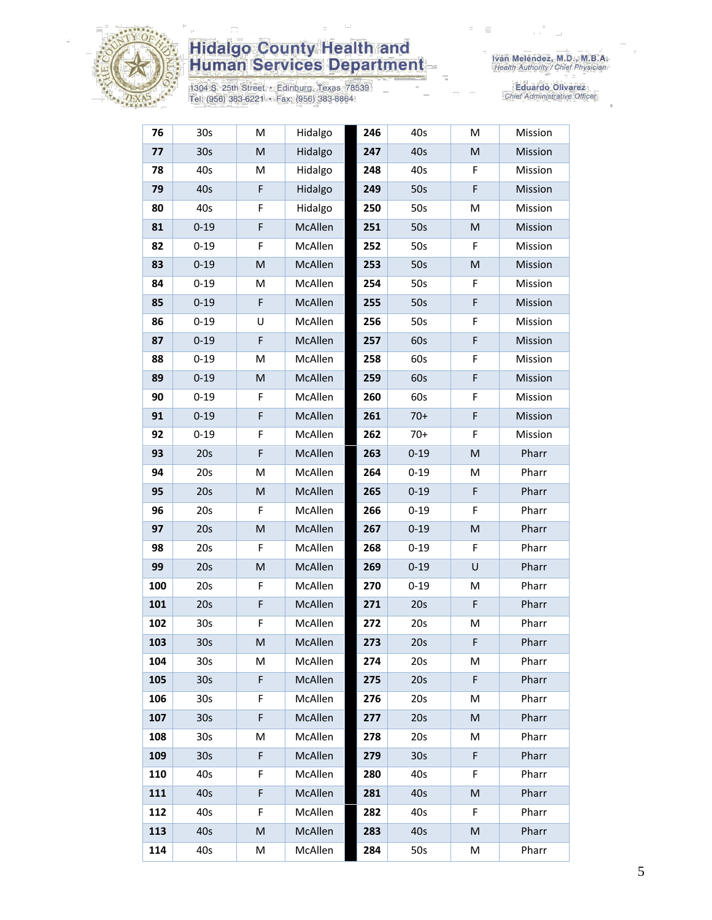| 76 | 30s | M | Hidalgo | 246 | 40s | M | Mission |
|---|---|---|---|---|---|---|---|
| 77 | 30s | M | Hidalgo | 247 | 40s | M | Mission |
| 78 | 40s | M | Hidalgo | 248 | 40s | F | Mission |
| 79 | 40s | F | Hidalgo | 249 | 50s | F | Mission |
| 80 | 40s | F | Hidalgo | 250 | 50s | M | Mission |
| 81 | 0-19 | F | McAllen | 251 | 50s | M | Mission |
| 82 | 0-19 | F | McAllen | 252 | 50s | F | Mission |
| 83 | 0-19 | M | McAllen | 253 | 50s | M | Mission |
| 84 | 0-19 | M | McAllen | 254 | 50s | F | Mission |
| 85 | 0-19 | F | McAllen | 255 | 50s | F | Mission |
| 86 | 0-19 | U | McAllen | 256 | 50s | F | Mission |
| 87 | 0-19 | F | McAllen | 257 | 60s | F | Mission |
| 88 | 0-19 | M | McAllen | 258 | 60s | F | Mission |
| 89 | 0-19 | M | McAllen | 259 | 60s | F | Mission |
| 90 | 0-19 | F | McAllen | 260 | 60s | F | Mission |
| 91 | 0-19 | F | McAllen | 261 | 70+ | F | Mission |
| 92 | 0-19 | F | McAllen | 262 | 70+ | F | Mission |
| 93 | 20s | F | McAllen | 263 | 0-19 | M | Pharr |
| 94 | 20s | M | McAllen | 264 | 0-19 | M | Pharr |
| 95 | 20s | M | McAllen | 265 | 0-19 | F | Pharr |
| 96 | 20s | F | McAllen | 266 | 0-19 | F | Pharr |
| 97 | 20s | M | McAllen | 267 | 0-19 | M | Pharr |
| 98 | 20s | F | McAllen | 268 | 0-19 | F | Pharr |
| 99 | 20s | M | McAllen | 269 | 0-19 | U | Pharr |
| 100 | 20s | F | McAllen | 270 | 0-19 | M | Pharr |
| 101 | 20s | F | McAllen | 271 | 20s | F | Pharr |
| 102 | 30s | F | McAllen | 272 | 20s | M | Pharr |
| 103 | 30s | M | McAllen | 273 | 20s | F | Pharr |
| 104 | 30s | M | McAllen | 274 | 20s | M | Pharr |
| 105 | 30s | F | McAllen | 275 | 20s | F | Pharr |
| 106 | 30s | F | McAllen | 276 | 20s | M | Pharr |
| 107 | 30s | F | McAllen | 277 | 20s | M | Pharr |
| 108 | 30s | M | McAllen | 278 | 20s | M | Pharr |
| 109 | 30s | F | McAllen | 279 | 30s | F | Pharr |
| 110 | 40s | F | McAllen | 280 | 40s | F | Pharr |
| 111 | 40s | F | McAllen | 281 | 40s | M | Pharr |
| 112 | 40s | F | McAllen | 282 | 40s | F | Pharr |
| 113 | 40s | M | McAllen | 283 | 40s | M | Pharr |
| 114 | 40s | M | McAllen | 284 | 50s | M | Pharr |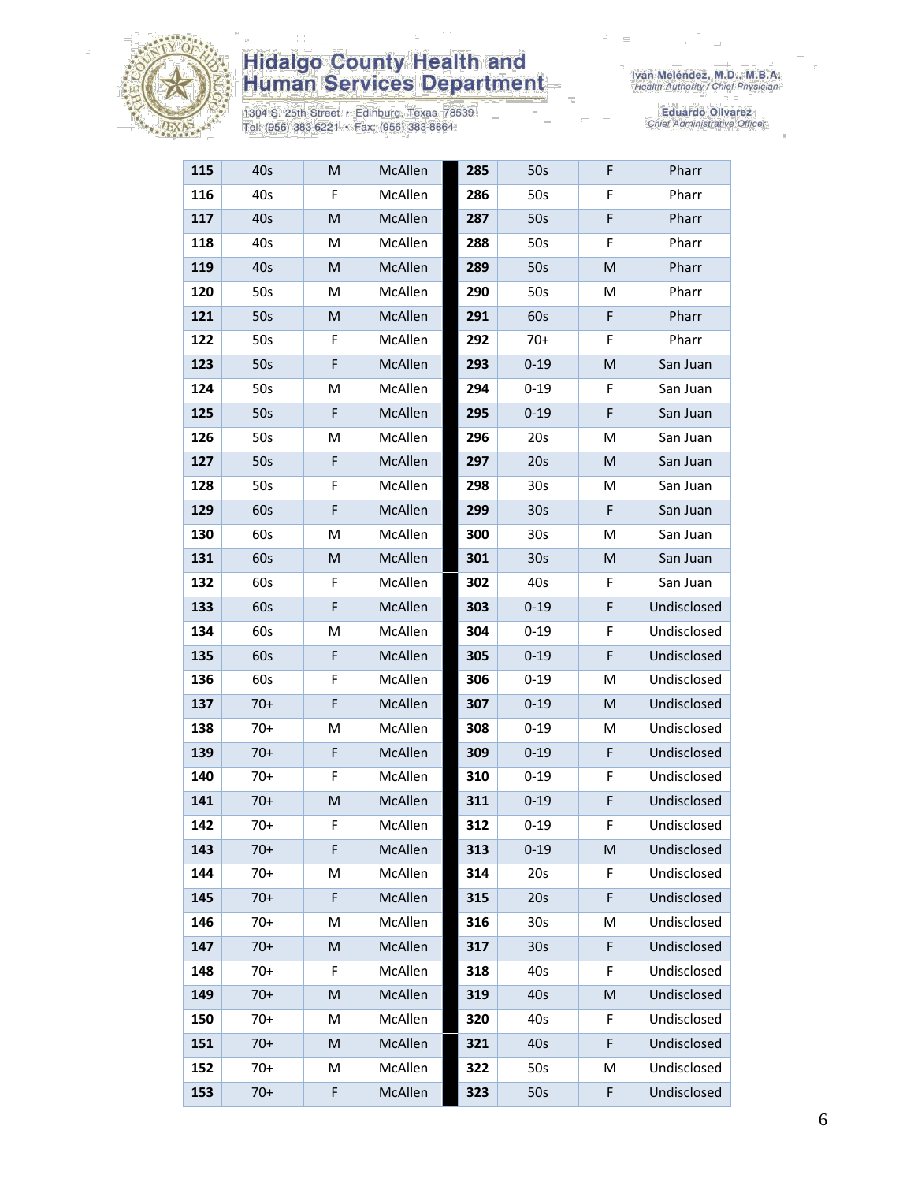| | | | | | | | |
|---|---|---|---|---|---|---|---|
| **115** | 40s | M | McAllen | **285** | 50s | F | Pharr |
| **116** | 40s | F | McAllen | **286** | 50s | F | Pharr |
| **117** | 40s | M | McAllen | **287** | 50s | F | Pharr |
| **118** | 40s | M | McAllen | **288** | 50s | F | Pharr |
| **119** | 40s | M | McAllen | **289** | 50s | M | Pharr |
| **120** | 50s | M | McAllen | **290** | 50s | M | Pharr |
| **121** | 50s | M | McAllen | **291** | 60s | F | Pharr |
| **122** | 50s | F | McAllen | **292** | 70+ | F | Pharr |
| **123** | 50s | F | McAllen | **293** | 0-19 | M | San Juan |
| **124** | 50s | M | McAllen | **294** | 0-19 | F | San Juan |
| **125** | 50s | F | McAllen | **295** | 0-19 | F | San Juan |
| **126** | 50s | M | McAllen | **296** | 20s | M | San Juan |
| **127** | 50s | F | McAllen | **297** | 20s | M | San Juan |
| **128** | 50s | F | McAllen | **298** | 30s | M | San Juan |
| **129** | 60s | F | McAllen | **299** | 30s | F | San Juan |
| **130** | 60s | M | McAllen | **300** | 30s | M | San Juan |
| **131** | 60s | M | McAllen | **301** | 30s | M | San Juan |
| **132** | 60s | F | McAllen | **302** | 40s | F | San Juan |
| **133** | 60s | F | McAllen | **303** | 0-19 | F | Undisclosed |
| **134** | 60s | M | McAllen | **304** | 0-19 | F | Undisclosed |
| **135** | 60s | F | McAllen | **305** | 0-19 | F | Undisclosed |
| **136** | 60s | F | McAllen | **306** | 0-19 | M | Undisclosed |
| **137** | 70+ | F | McAllen | **307** | 0-19 | M | Undisclosed |
| **138** | 70+ | M | McAllen | **308** | 0-19 | M | Undisclosed |
| **139** | 70+ | F | McAllen | **309** | 0-19 | F | Undisclosed |
| **140** | 70+ | F | McAllen | **310** | 0-19 | F | Undisclosed |
| **141** | 70+ | M | McAllen | **311** | 0-19 | F | Undisclosed |
| **142** | 70+ | F | McAllen | **312** | 0-19 | F | Undisclosed |
| **143** | 70+ | F | McAllen | **313** | 0-19 | M | Undisclosed |
| **144** | 70+ | M | McAllen | **314** | 20s | F | Undisclosed |
| **145** | 70+ | F | McAllen | **315** | 20s | F | Undisclosed |
| **146** | 70+ | M | McAllen | **316** | 30s | M | Undisclosed |
| **147** | 70+ | M | McAllen | **317** | 30s | F | Undisclosed |
| **148** | 70+ | F | McAllen | **318** | 40s | F | Undisclosed |
| **149** | 70+ | M | McAllen | **319** | 40s | M | Undisclosed |
| **150** | 70+ | M | McAllen | **320** | 40s | F | Undisclosed |
| **151** | 70+ | M | McAllen | **321** | 40s | F | Undisclosed |
| **152** | 70+ | M | McAllen | **322** | 50s | M | Undisclosed |
| **153** | 70+ | F | McAllen | **323** | 50s | F | Undisclosed |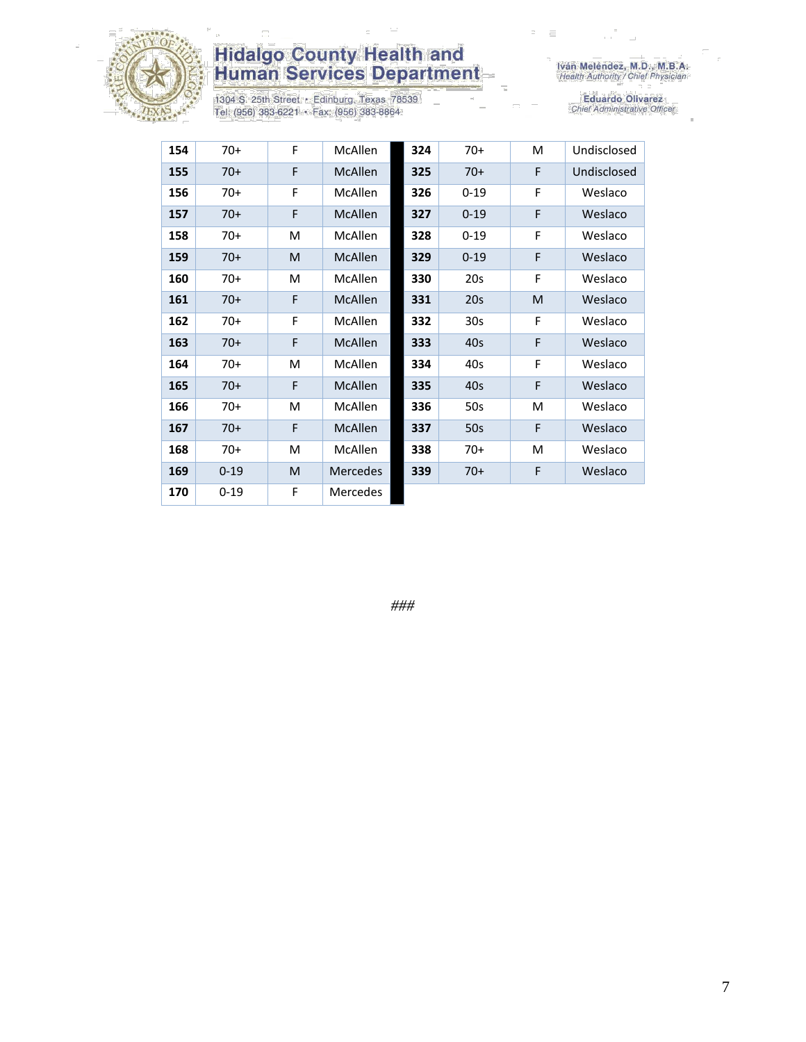| | | | | | | | |
|---|---|---|---|---|---|---|---|
| **154** | 70+ | F | McAllen | **324** | 70+ | M | Undisclosed |
| **155** | 70+ | F | McAllen | **325** | 70+ | F | Undisclosed |
| **156** | 70+ | F | McAllen | **326** | 0-19 | F | Weslaco |
| **157** | 70+ | F | McAllen | **327** | 0-19 | F | Weslaco |
| **158** | 70+ | M | McAllen | **328** | 0-19 | F | Weslaco |
| **159** | 70+ | M | McAllen | **329** | 0-19 | F | Weslaco |
| **160** | 70+ | M | McAllen | **330** | 20s | F | Weslaco |
| **161** | 70+ | F | McAllen | **331** | 20s | M | Weslaco |
| **162** | 70+ | F | McAllen | **332** | 30s | F | Weslaco |
| **163** | 70+ | F | McAllen | **333** | 40s | F | Weslaco |
| **164** | 70+ | M | McAllen | **334** | 40s | F | Weslaco |
| **165** | 70+ | F | McAllen | **335** | 40s | F | Weslaco |
| **166** | 70+ | M | McAllen | **336** | 50s | M | Weslaco |
| **167** | 70+ | F | McAllen | **337** | 50s | F | Weslaco |
| **168** | 70+ | M | McAllen | **338** | 70+ | M | Weslaco |
| **169** | 0-19 | M | Mercedes | **339** | 70+ | F | Weslaco |
| **170** | 0-19 | F | Mercedes | | | | |

###